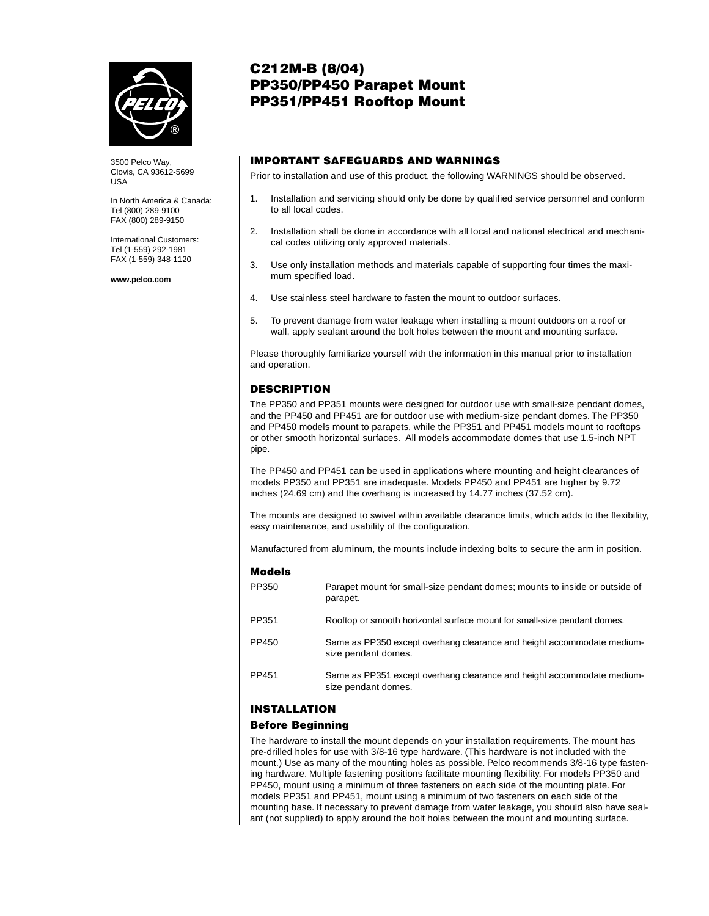# C212M-B (8/04)
# PP350/PP450 Parapet Mount
# PP351/PP451 Rooftop Mount

3500 Pelco Way,
Clovis, CA 93612-5699
USA

In North America & Canada:
Tel (800) 289-9100
FAX (800) 289-9150

International Customers:
Tel (1-559) 292-1981
FAX (1-559) 348-1120

**www.pelco.com**

## IMPORTANT SAFEGUARDS AND WARNINGS

Prior to installation and use of this product, the following WARNINGS should be observed.

1. Installation and servicing should only be done by qualified service personnel and conform to all local codes.
2. Installation shall be done in accordance with all local and national electrical and mechanical codes utilizing only approved materials.
3. Use only installation methods and materials capable of supporting four times the maximum specified load.
4. Use stainless steel hardware to fasten the mount to outdoor surfaces.
5. To prevent damage from water leakage when installing a mount outdoors on a roof or wall, apply sealant around the bolt holes between the mount and mounting surface.

Please thoroughly familiarize yourself with the information in this manual prior to installation and operation.

## DESCRIPTION

The PP350 and PP351 mounts were designed for outdoor use with small-size pendant domes, and the PP450 and PP451 are for outdoor use with medium-size pendant domes. The PP350 and PP450 models mount to parapets, while the PP351 and PP451 models mount to rooftops or other smooth horizontal surfaces. All models accommodate domes that use 1.5-inch NPT pipe.

The PP450 and PP451 can be used in applications where mounting and height clearances of models PP350 and PP351 are inadequate. Models PP450 and PP451 are higher by 9.72 inches (24.69 cm) and the overhang is increased by 14.77 inches (37.52 cm).

The mounts are designed to swivel within available clearance limits, which adds to the flexibility, easy maintenance, and usability of the configuration.

Manufactured from aluminum, the mounts include indexing bolts to secure the arm in position.

### Models

| | |
|---|---|
| PP350 | Parapet mount for small-size pendant domes; mounts to inside or outside of parapet. |
| PP351 | Rooftop or smooth horizontal surface mount for small-size pendant domes. |
| PP450 | Same as PP350 except overhang clearance and height accommodate medium-size pendant domes. |
| PP451 | Same as PP351 except overhang clearance and height accommodate medium-size pendant domes. |

## INSTALLATION

### Before Beginning

The hardware to install the mount depends on your installation requirements. The mount has pre-drilled holes for use with 3/8-16 type hardware. (This hardware is not included with the mount.) Use as many of the mounting holes as possible. Pelco recommends 3/8-16 type fastening hardware. Multiple fastening positions facilitate mounting flexibility. For models PP350 and PP450, mount using a minimum of three fasteners on each side of the mounting plate. For models PP351 and PP451, mount using a minimum of two fasteners on each side of the mounting base. If necessary to prevent damage from water leakage, you should also have sealant (not supplied) to apply around the bolt holes between the mount and mounting surface.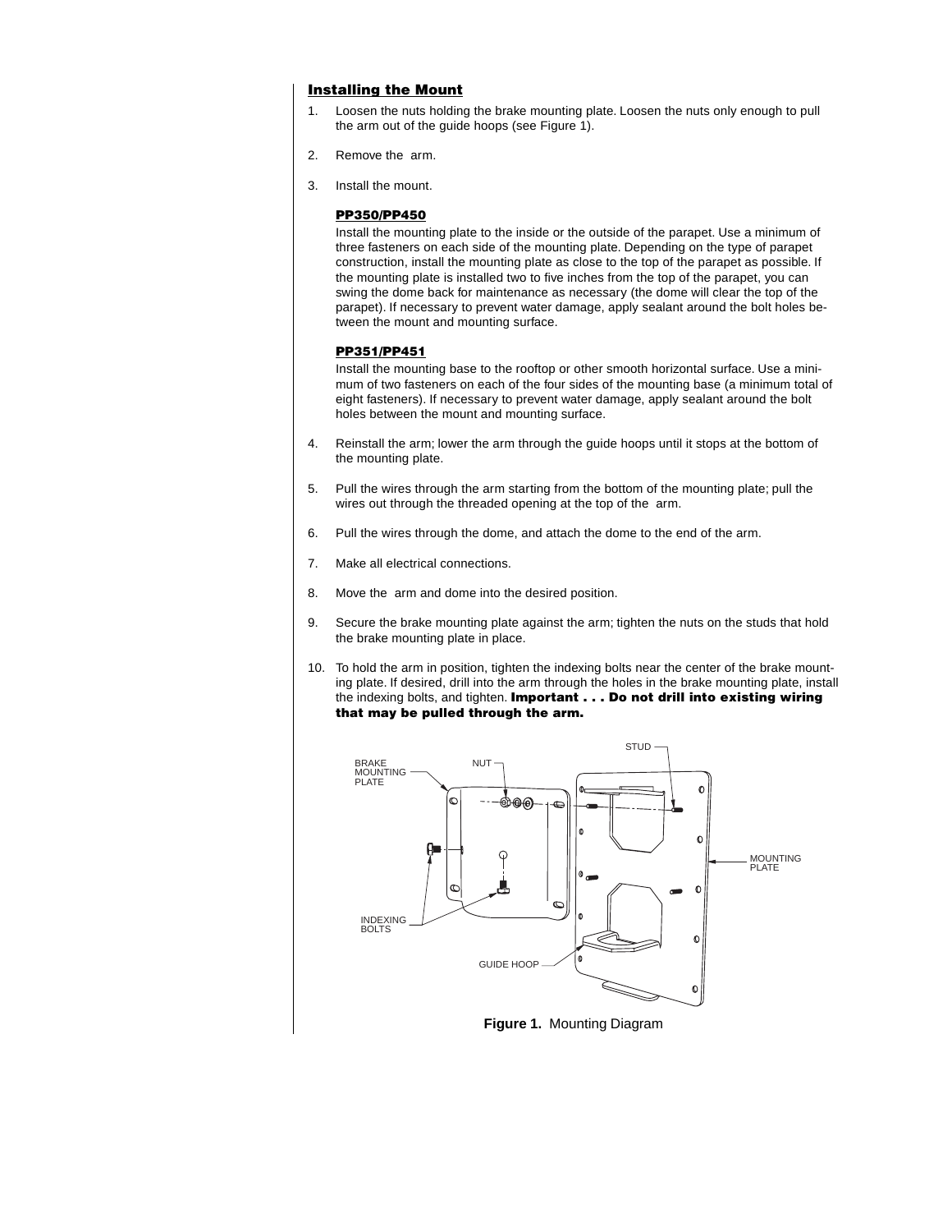## Installing the Mount

1. Loosen the nuts holding the brake mounting plate. Loosen the nuts only enough to pull the arm out of the guide hoops (see Figure 1).

2. Remove the arm.

3. Install the mount.

   **PP350/PP450**

   Install the mounting plate to the inside or the outside of the parapet. Use a minimum of three fasteners on each side of the mounting plate. Depending on the type of parapet construction, install the mounting plate as close to the top of the parapet as possible. If the mounting plate is installed two to five inches from the top of the parapet, you can swing the dome back for maintenance as necessary (the dome will clear the top of the parapet). If necessary to prevent water damage, apply sealant around the bolt holes between the mount and mounting surface.

   **PP351/PP451**

   Install the mounting base to the rooftop or other smooth horizontal surface. Use a minimum of two fasteners on each of the four sides of the mounting base (a minimum total of eight fasteners). If necessary to prevent water damage, apply sealant around the bolt holes between the mount and mounting surface.

4. Reinstall the arm; lower the arm through the guide hoops until it stops at the bottom of the mounting plate.

5. Pull the wires through the arm starting from the bottom of the mounting plate; pull the wires out through the threaded opening at the top of the arm.

6. Pull the wires through the dome, and attach the dome to the end of the arm.

7. Make all electrical connections.

8. Move the arm and dome into the desired position.

9. Secure the brake mounting plate against the arm; tighten the nuts on the studs that hold the brake mounting plate in place.

10. To hold the arm in position, tighten the indexing bolts near the center of the brake mounting plate. If desired, drill into the arm through the holes in the brake mounting plate, install the indexing bolts, and tighten. **Important . . . Do not drill into existing wiring that may be pulled through the arm.**

**Figure 1.** Mounting Diagram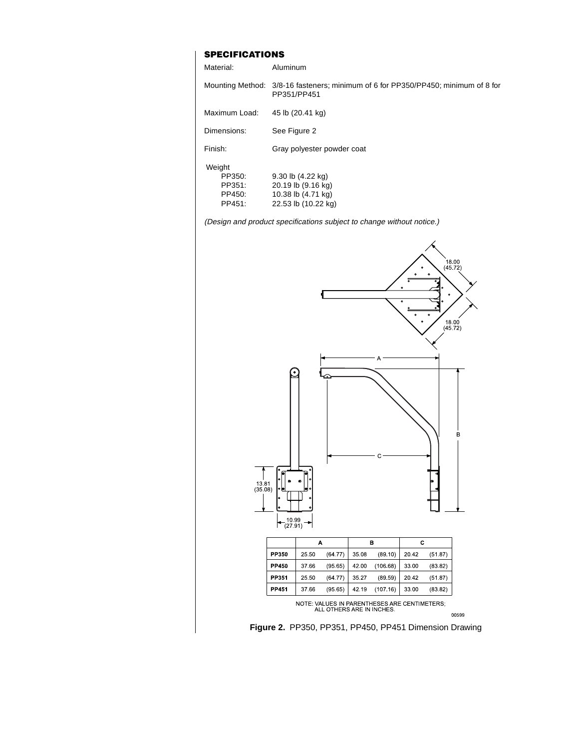## SPECIFICATIONS

Material: Aluminum

Mounting Method: 3/8-16 fasteners; minimum of 6 for PP350/PP450; minimum of 8 for PP351/PP451

Maximum Load: 45 lb (20.41 kg)

Dimensions: See Figure 2

Finish: Gray polyester powder coat

Weight

- PP350: 9.30 lb (4.22 kg)
- PP351: 20.19 lb (9.16 kg)
- PP450: 10.38 lb (4.71 kg)
- PP451: 22.53 lb (10.22 kg)

*(Design and product specifications subject to change without notice.)*

| | A | | B | | C | |
|---|---|---|---|---|---|---|
| **PP350** | 25.50 | (64.77) | 35.08 | (89.10) | 20.42 | (51.87) |
| **PP450** | 37.66 | (95.65) | 42.00 | (106.68) | 33.00 | (83.82) |
| **PP351** | 25.50 | (64.77) | 35.27 | (89.59) | 20.42 | (51.87) |
| **PP451** | 37.66 | (95.65) | 42.19 | (107.16) | 33.00 | (83.82) |

NOTE: VALUES IN PARENTHESES ARE CENTIMETERS; ALL OTHERS ARE IN INCHES.

00599

**Figure 2.** PP350, PP351, PP450, PP451 Dimension Drawing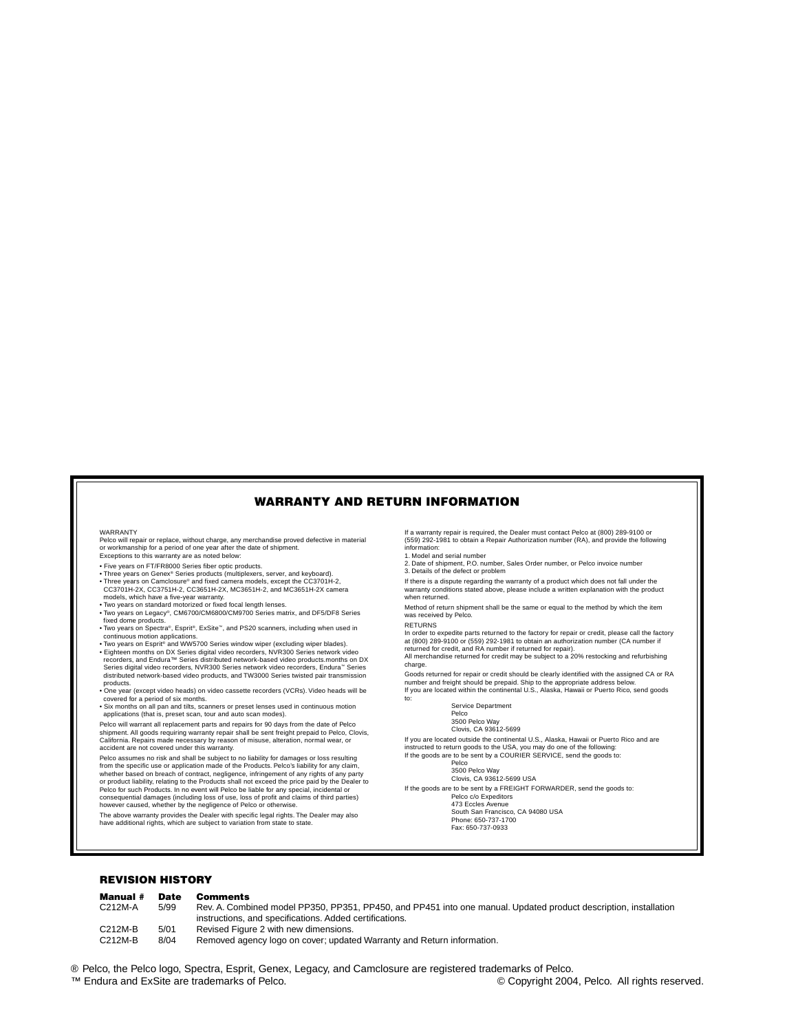## WARRANTY AND RETURN INFORMATION

WARRANTY
Pelco will repair or replace, without charge, any merchandise proved defective in material or workmanship for a period of one year after the date of shipment.
Exceptions to this warranty are as noted below:

- Five years on FT/FR8000 Series fiber optic products.
- Three years on Genex® Series products (multiplexers, server, and keyboard).
- Three years on Camclosure® and fixed camera models, except the CC3701H-2, CC3701H-2X, CC3751H-2, CC3651H-2X, MC3651H-2, and MC3651H-2X camera models, which have a five-year warranty.
- Two years on standard motorized or fixed focal length lenses.
- Two years on Legacy®, CM6700/CM6800/CM9700 Series matrix, and DF5/DF8 Series fixed dome products.
- Two years on Spectra®, Esprit®, ExSite™, and PS20 scanners, including when used in continuous motion applications.
- Two years on Esprit® and WW5700 Series window wiper (excluding wiper blades).
- Eighteen months on DX Series digital video recorders, NVR300 Series network video recorders, and Endura™ Series distributed network-based video products.months on DX Series digital video recorders, NVR300 Series network video recorders, Endura™ Series distributed network-based video products, and TW3000 Series twisted pair transmission products.
- One year (except video heads) on video cassette recorders (VCRs). Video heads will be covered for a period of six months.
- Six months on all pan and tilts, scanners or preset lenses used in continuous motion applications (that is, preset scan, tour and auto scan modes).

Pelco will warrant all replacement parts and repairs for 90 days from the date of Pelco shipment. All goods requiring warranty repair shall be sent freight prepaid to Pelco, Clovis, California. Repairs made necessary by reason of misuse, alteration, normal wear, or accident are not covered under this warranty.

Pelco assumes no risk and shall be subject to no liability for damages or loss resulting from the specific use or application made of the Products. Pelco's liability for any claim, whether based on breach of contract, negligence, infringement of any rights of any party or product liability, relating to the Products shall not exceed the price paid by the Dealer to Pelco for such Products. In no event will Pelco be liable for any special, incidental or consequential damages (including loss of use, loss of profit and claims of third parties) however caused, whether by the negligence of Pelco or otherwise.

The above warranty provides the Dealer with specific legal rights. The Dealer may also have additional rights, which are subject to variation from state to state.

If a warranty repair is required, the Dealer must contact Pelco at (800) 289-9100 or (559) 292-1981 to obtain a Repair Authorization number (RA), and provide the following information:
1. Model and serial number
2. Date of shipment, P.O. number, Sales Order number, or Pelco invoice number
3. Details of the defect or problem

If there is a dispute regarding the warranty of a product which does not fall under the warranty conditions stated above, please include a written explanation with the product when returned.

Method of return shipment shall be the same or equal to the method by which the item was received by Pelco.

RETURNS
In order to expedite parts returned to the factory for repair or credit, please call the factory at (800) 289-9100 or (559) 292-1981 to obtain an authorization number (CA number if returned for credit, and RA number if returned for repair).
All merchandise returned for credit may be subject to a 20% restocking and refurbishing charge.

Goods returned for repair or credit should be clearly identified with the assigned CA or RA number and freight should be prepaid. Ship to the appropriate address below.
If you are located within the continental U.S., Alaska, Hawaii or Puerto Rico, send goods to:

Service Department
Pelco
3500 Pelco Way
Clovis, CA 93612-5699

If you are located outside the continental U.S., Alaska, Hawaii or Puerto Rico and are instructed to return goods to the USA, you may do one of the following:
If the goods are to be sent by a COURIER SERVICE, send the goods to:

Pelco
3500 Pelco Way
Clovis, CA 93612-5699 USA

If the goods are to be sent by a FREIGHT FORWARDER, send the goods to:

Pelco c/o Expeditors
473 Eccles Avenue
South San Francisco, CA 94080 USA
Phone: 650-737-1700
Fax: 650-737-0933

## REVISION HISTORY

| Manual # | Date | Comments |
|---|---|---|
| C212M-A | 5/99 | Rev. A. Combined model PP350, PP351, PP450, and PP451 into one manual. Updated product description, installation instructions, and specifications. Added certifications. |
| C212M-B | 5/01 | Revised Figure 2 with new dimensions. |
| C212M-B | 8/04 | Removed agency logo on cover; updated Warranty and Return information. |

® Pelco, the Pelco logo, Spectra, Esprit, Genex, Legacy, and Camclosure are registered trademarks of Pelco.
™ Endura and ExSite are trademarks of Pelco. © Copyright 2004, Pelco. All rights reserved.